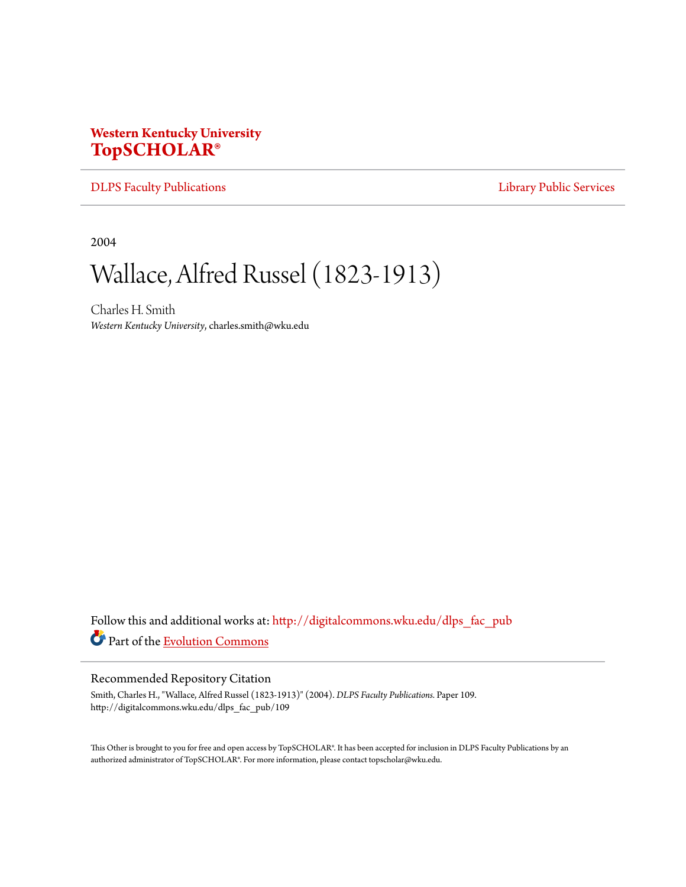**Western Kentucky University**
**TopSCHOLAR®**

DLPS Faculty Publications | Library Public Services

2004

# Wallace, Alfred Russel (1823-1913)

Charles H. Smith
*Western Kentucky University*, charles.smith@wku.edu

Follow this and additional works at: http://digitalcommons.wku.edu/dlps_fac_pub

Part of the Evolution Commons

## Recommended Repository Citation

Smith, Charles H., "Wallace, Alfred Russel (1823-1913)" (2004). *DLPS Faculty Publications.* Paper 109.
http://digitalcommons.wku.edu/dlps_fac_pub/109

This Other is brought to you for free and open access by TopSCHOLAR®. It has been accepted for inclusion in DLPS Faculty Publications by an authorized administrator of TopSCHOLAR®. For more information, please contact topscholar@wku.edu.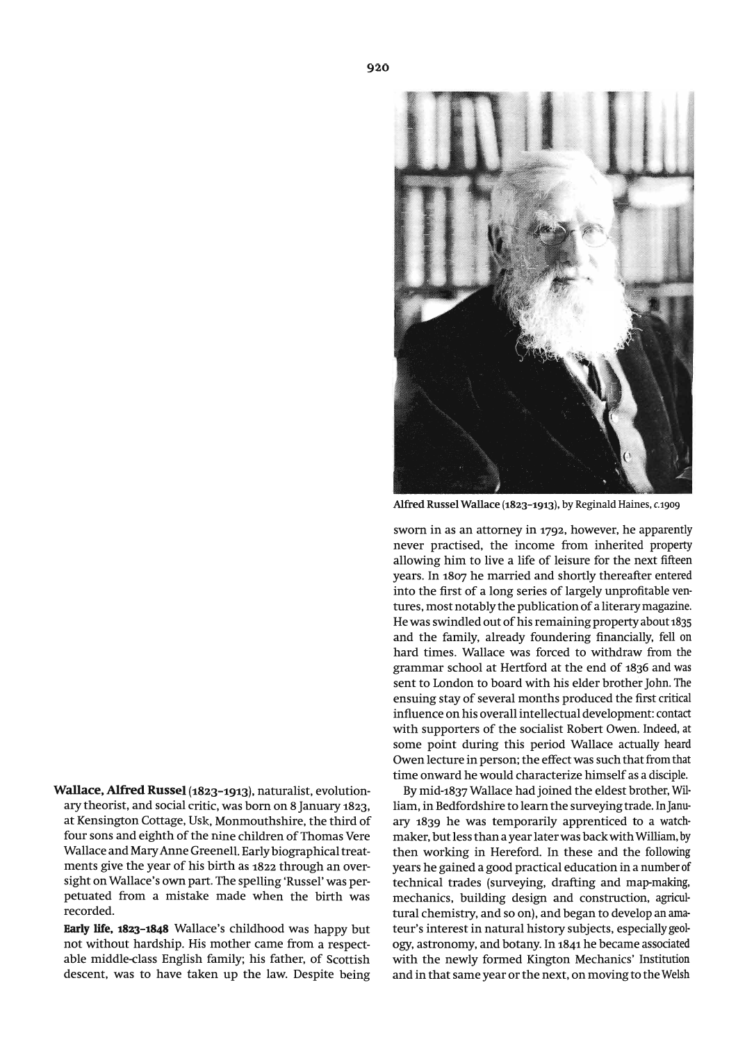Alfred Russel Wallace (1823–1913), by Reginald Haines, *c.*1909

**Wallace, Alfred Russel** (1823–1913), naturalist, evolutionary theorist, and social critic, was born on 8 January 1823, at Kensington Cottage, Usk, Monmouthshire, the third of four sons and eighth of the nine children of Thomas Vere Wallace and Mary Anne Greenell. Early biographical treatments give the year of his birth as 1822 through an oversight on Wallace's own part. The spelling 'Russel' was perpetuated from a mistake made when the birth was recorded.

**Early life, 1823–1848** Wallace's childhood was happy but not without hardship. His mother came from a respectable middle-class English family; his father, of Scottish descent, was to have taken up the law. Despite being sworn in as an attorney in 1792, however, he apparently never practised, the income from inherited property allowing him to live a life of leisure for the next fifteen years. In 1807 he married and shortly thereafter entered into the first of a long series of largely unprofitable ventures, most notably the publication of a literary magazine. He was swindled out of his remaining property about 1835 and the family, already foundering financially, fell on hard times. Wallace was forced to withdraw from the grammar school at Hertford at the end of 1836 and was sent to London to board with his elder brother John. The ensuing stay of several months produced the first critical influence on his overall intellectual development: contact with supporters of the socialist Robert Owen. Indeed, at some point during this period Wallace actually heard Owen lecture in person; the effect was such that from that time onward he would characterize himself as a disciple.

By mid-1837 Wallace had joined the eldest brother, William, in Bedfordshire to learn the surveying trade. In January 1839 he was temporarily apprenticed to a watchmaker, but less than a year later was back with William, by then working in Hereford. In these and the following years he gained a good practical education in a number of technical trades (surveying, drafting and map-making, mechanics, building design and construction, agricultural chemistry, and so on), and began to develop an amateur's interest in natural history subjects, especially geology, astronomy, and botany. In 1841 he became associated with the newly formed Kington Mechanics' Institution and in that same year or the next, on moving to the Welsh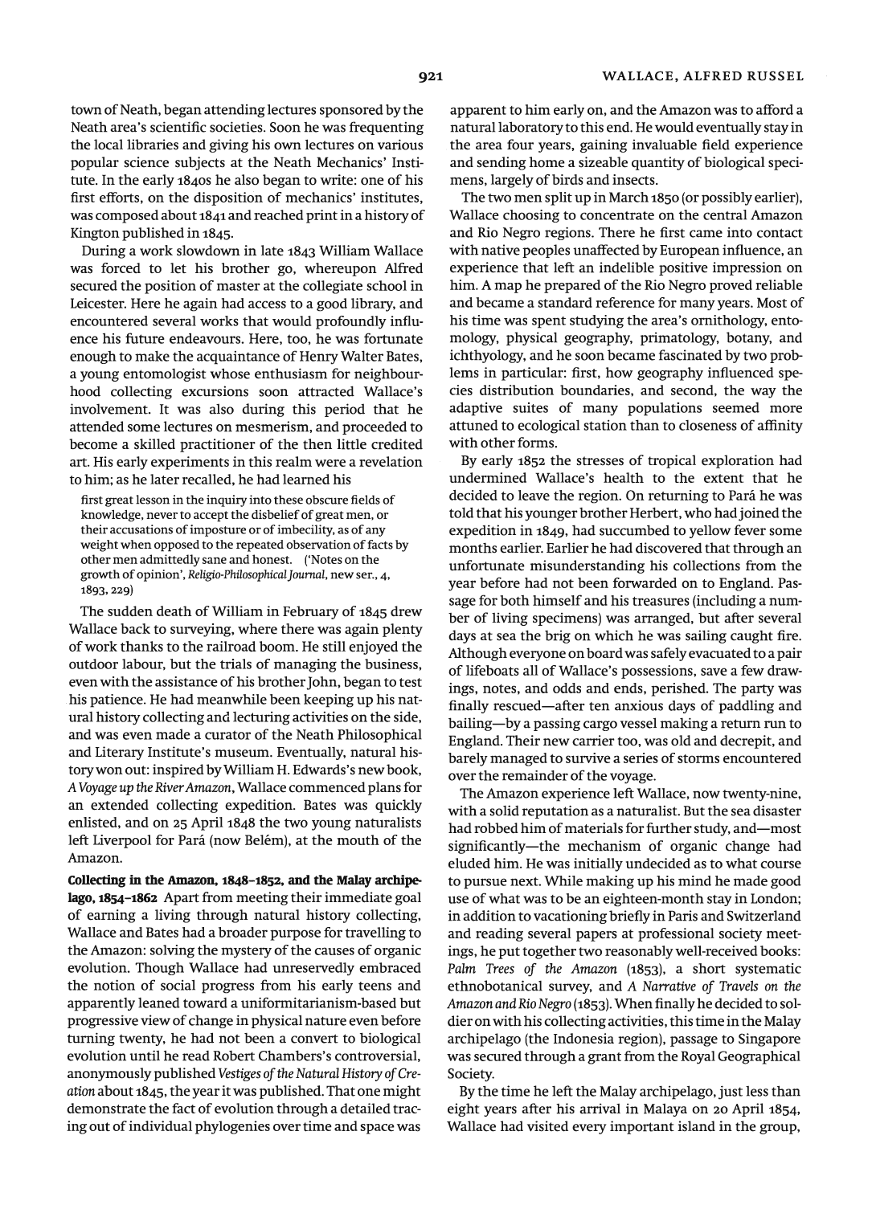town of Neath, began attending lectures sponsored by the Neath area's scientific societies. Soon he was frequenting the local libraries and giving his own lectures on various popular science subjects at the Neath Mechanics' Institute. In the early 1840s he also began to write: one of his first efforts, on the disposition of mechanics' institutes, was composed about 1841 and reached print in a history of Kington published in 1845.

During a work slowdown in late 1843 William Wallace was forced to let his brother go, whereupon Alfred secured the position of master at the collegiate school in Leicester. Here he again had access to a good library, and encountered several works that would profoundly influence his future endeavours. Here, too, he was fortunate enough to make the acquaintance of Henry Walter Bates, a young entomologist whose enthusiasm for neighbourhood collecting excursions soon attracted Wallace's involvement. It was also during this period that he attended some lectures on mesmerism, and proceeded to become a skilled practitioner of the then little credited art. His early experiments in this realm were a revelation to him; as he later recalled, he had learned his

> first great lesson in the inquiry into these obscure fields of knowledge, never to accept the disbelief of great men, or their accusations of imposture or of imbecility, as of any weight when opposed to the repeated observation of facts by other men admittedly sane and honest. ('Notes on the growth of opinion', *Religio-Philosophical Journal*, new ser., 4, 1893, 229)

The sudden death of William in February of 1845 drew Wallace back to surveying, where there was again plenty of work thanks to the railroad boom. He still enjoyed the outdoor labour, but the trials of managing the business, even with the assistance of his brother John, began to test his patience. He had meanwhile been keeping up his natural history collecting and lecturing activities on the side, and was even made a curator of the Neath Philosophical and Literary Institute's museum. Eventually, natural history won out: inspired by William H. Edwards's new book, *A Voyage up the River Amazon*, Wallace commenced plans for an extended collecting expedition. Bates was quickly enlisted, and on 25 April 1848 the two young naturalists left Liverpool for Pará (now Belém), at the mouth of the Amazon.

**Collecting in the Amazon, 1848–1852, and the Malay archipelago, 1854–1862** Apart from meeting their immediate goal of earning a living through natural history collecting, Wallace and Bates had a broader purpose for travelling to the Amazon: solving the mystery of the causes of organic evolution. Though Wallace had unreservedly embraced the notion of social progress from his early teens and apparently leaned toward a uniformitarianism-based but progressive view of change in physical nature even before turning twenty, he had not been a convert to biological evolution until he read Robert Chambers's controversial, anonymously published *Vestiges of the Natural History of Creation* about 1845, the year it was published. That one might demonstrate the fact of evolution through a detailed tracing out of individual phylogenies over time and space was apparent to him early on, and the Amazon was to afford a natural laboratory to this end. He would eventually stay in the area four years, gaining invaluable field experience and sending home a sizeable quantity of biological specimens, largely of birds and insects.

The two men split up in March 1850 (or possibly earlier), Wallace choosing to concentrate on the central Amazon and Rio Negro regions. There he first came into contact with native peoples unaffected by European influence, an experience that left an indelible positive impression on him. A map he prepared of the Rio Negro proved reliable and became a standard reference for many years. Most of his time was spent studying the area's ornithology, entomology, physical geography, primatology, botany, and ichthyology, and he soon became fascinated by two problems in particular: first, how geography influenced species distribution boundaries, and second, the way the adaptive suites of many populations seemed more attuned to ecological station than to closeness of affinity with other forms.

By early 1852 the stresses of tropical exploration had undermined Wallace's health to the extent that he decided to leave the region. On returning to Pará he was told that his younger brother Herbert, who had joined the expedition in 1849, had succumbed to yellow fever some months earlier. Earlier he had discovered that through an unfortunate misunderstanding his collections from the year before had not been forwarded on to England. Passage for both himself and his treasures (including a number of living specimens) was arranged, but after several days at sea the brig on which he was sailing caught fire. Although everyone on board was safely evacuated to a pair of lifeboats all of Wallace's possessions, save a few drawings, notes, and odds and ends, perished. The party was finally rescued—after ten anxious days of paddling and bailing—by a passing cargo vessel making a return run to England. Their new carrier too, was old and decrepit, and barely managed to survive a series of storms encountered over the remainder of the voyage.

The Amazon experience left Wallace, now twenty-nine, with a solid reputation as a naturalist. But the sea disaster had robbed him of materials for further study, and—most significantly—the mechanism of organic change had eluded him. He was initially undecided as to what course to pursue next. While making up his mind he made good use of what was to be an eighteen-month stay in London; in addition to vacationing briefly in Paris and Switzerland and reading several papers at professional society meetings, he put together two reasonably well-received books: *Palm Trees of the Amazon* (1853), a short systematic ethnobotanical survey, and *A Narrative of Travels on the Amazon and Rio Negro* (1853). When finally he decided to soldier on with his collecting activities, this time in the Malay archipelago (the Indonesia region), passage to Singapore was secured through a grant from the Royal Geographical Society.

By the time he left the Malay archipelago, just less than eight years after his arrival in Malaya on 20 April 1854, Wallace had visited every important island in the group,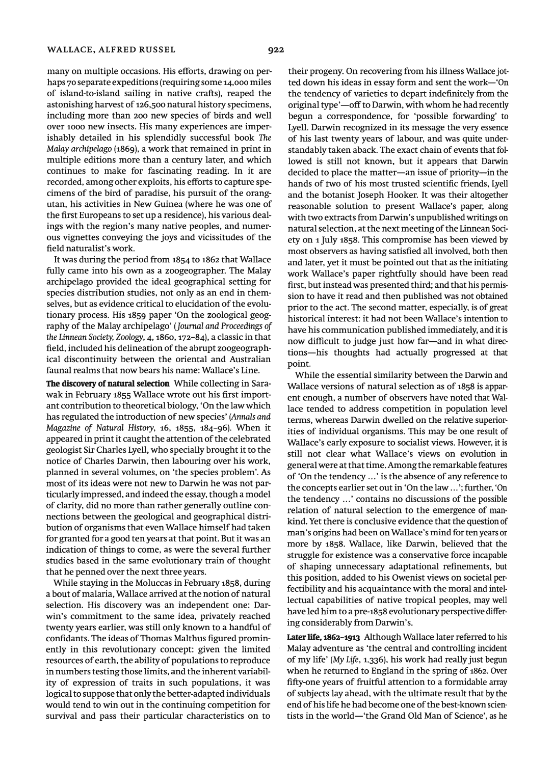many on multiple occasions. His efforts, drawing on perhaps 70 separate expeditions (requiring some 14,000 miles of island-to-island sailing in native crafts), reaped the astonishing harvest of 126,500 natural history specimens, including more than 200 new species of birds and well over 1000 new insects. His many experiences are imperishably detailed in his splendidly successful book *The Malay archipelago* (1869), a work that remained in print in multiple editions more than a century later, and which continues to make for fascinating reading. In it are recorded, among other exploits, his efforts to capture specimens of the bird of paradise, his pursuit of the orangutan, his activities in New Guinea (where he was one of the first Europeans to set up a residence), his various dealings with the region's many native peoples, and numerous vignettes conveying the joys and vicissitudes of the field naturalist's work.

It was during the period from 1854 to 1862 that Wallace fully came into his own as a zoogeographer. The Malay archipelago provided the ideal geographical setting for species distribution studies, not only as an end in themselves, but as evidence critical to elucidation of the evolutionary process. His 1859 paper 'On the zoological geography of the Malay archipelago' (*Journal and Proceedings of the Linnean Society, Zoology*, 4, 1860, 172–84), a classic in that field, included his delineation of the abrupt zoogeographical discontinuity between the oriental and Australian faunal realms that now bears his name: Wallace's Line.

**The discovery of natural selection** While collecting in Sarawak in February 1855 Wallace wrote out his first important contribution to theoretical biology, 'On the law which has regulated the introduction of new species' (*Annals and Magazine of Natural History*, 16, 1855, 184–96). When it appeared in print it caught the attention of the celebrated geologist Sir Charles Lyell, who specially brought it to the notice of Charles Darwin, then labouring over his work, planned in several volumes, on 'the species problem'. As most of its ideas were not new to Darwin he was not particularly impressed, and indeed the essay, though a model of clarity, did no more than rather generally outline connections between the geological and geographical distribution of organisms that even Wallace himself had taken for granted for a good ten years at that point. But it was an indication of things to come, as were the several further studies based in the same evolutionary train of thought that he penned over the next three years.

While staying in the Moluccas in February 1858, during a bout of malaria, Wallace arrived at the notion of natural selection. His discovery was an independent one: Darwin's commitment to the same idea, privately reached twenty years earlier, was still only known to a handful of confidants. The ideas of Thomas Malthus figured prominently in this revolutionary concept: given the limited resources of earth, the ability of populations to reproduce in numbers testing those limits, and the inherent variability of expression of traits in such populations, it was logical to suppose that only the better-adapted individuals would tend to win out in the continuing competition for survival and pass their particular characteristics on to their progeny. On recovering from his illness Wallace jotted down his ideas in essay form and sent the work—'On the tendency of varieties to depart indefinitely from the original type'—off to Darwin, with whom he had recently begun a correspondence, for 'possible forwarding' to Lyell. Darwin recognized in its message the very essence of his last twenty years of labour, and was quite understandably taken aback. The exact chain of events that followed is still not known, but it appears that Darwin decided to place the matter—an issue of priority—in the hands of two of his most trusted scientific friends, Lyell and the botanist Joseph Hooker. It was their altogether reasonable solution to present Wallace's paper, along with two extracts from Darwin's unpublished writings on natural selection, at the next meeting of the Linnean Society on 1 July 1858. This compromise has been viewed by most observers as having satisfied all involved, both then and later, yet it must be pointed out that as the initiating work Wallace's paper rightfully should have been read first, but instead was presented third; and that his permission to have it read and then published was not obtained prior to the act. The second matter, especially, is of great historical interest: it had not been Wallace's intention to have his communication published immediately, and it is now difficult to judge just how far—and in what directions—his thoughts had actually progressed at that point.

While the essential similarity between the Darwin and Wallace versions of natural selection as of 1858 is apparent enough, a number of observers have noted that Wallace tended to address competition in population level terms, whereas Darwin dwelled on the relative superiorities of individual organisms. This may be one result of Wallace's early exposure to socialist views. However, it is still not clear what Wallace's views on evolution in general were at that time. Among the remarkable features of 'On the tendency …' is the absence of any reference to the concepts earlier set out in 'On the law …'; further, 'On the tendency …' contains no discussions of the possible relation of natural selection to the emergence of mankind. Yet there is conclusive evidence that the question of man's origins had been on Wallace's mind for ten years or more by 1858. Wallace, like Darwin, believed that the struggle for existence was a conservative force incapable of shaping unnecessary adaptational refinements, but this position, added to his Owenist views on societal perfectibility and his acquaintance with the moral and intellectual capabilities of native tropical peoples, may well have led him to a pre-1858 evolutionary perspective differing considerably from Darwin's.

**Later life, 1862–1913** Although Wallace later referred to his Malay adventure as 'the central and controlling incident of my life' (*My Life*, 1.336), his work had really just begun when he returned to England in the spring of 1862. Over fifty-one years of fruitful attention to a formidable array of subjects lay ahead, with the ultimate result that by the end of his life he had become one of the best-known scientists in the world—'the Grand Old Man of Science', as he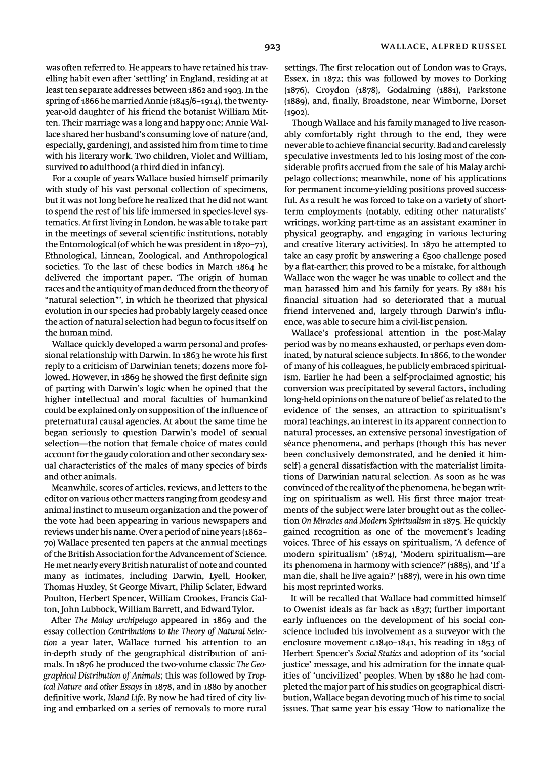was often referred to. He appears to have retained his travelling habit even after 'settling' in England, residing at at least ten separate addresses between 1862 and 1903. In the spring of 1866 he married Annie (1845/6–1914), the twenty-year-old daughter of his friend the botanist William Mitten. Their marriage was a long and happy one; Annie Wallace shared her husband's consuming love of nature (and, especially, gardening), and assisted him from time to time with his literary work. Two children, Violet and William, survived to adulthood (a third died in infancy).

For a couple of years Wallace busied himself primarily with study of his vast personal collection of specimens, but it was not long before he realized that he did not want to spend the rest of his life immersed in species-level systematics. At first living in London, he was able to take part in the meetings of several scientific institutions, notably the Entomological (of which he was president in 1870–71), Ethnological, Linnean, Zoological, and Anthropological societies. To the last of these bodies in March 1864 he delivered the important paper, 'The origin of human races and the antiquity of man deduced from the theory of "natural selection"', in which he theorized that physical evolution in our species had probably largely ceased once the action of natural selection had begun to focus itself on the human mind.

Wallace quickly developed a warm personal and professional relationship with Darwin. In 1863 he wrote his first reply to a criticism of Darwinian tenets; dozens more followed. However, in 1869 he showed the first definite sign of parting with Darwin's logic when he opined that the higher intellectual and moral faculties of humankind could be explained only on supposition of the influence of preternatural causal agencies. At about the same time he began seriously to question Darwin's model of sexual selection—the notion that female choice of mates could account for the gaudy coloration and other secondary sexual characteristics of the males of many species of birds and other animals.

Meanwhile, scores of articles, reviews, and letters to the editor on various other matters ranging from geodesy and animal instinct to museum organization and the power of the vote had been appearing in various newspapers and reviews under his name. Over a period of nine years (1862–70) Wallace presented ten papers at the annual meetings of the British Association for the Advancement of Science. He met nearly every British naturalist of note and counted many as intimates, including Darwin, Lyell, Hooker, Thomas Huxley, St George Mivart, Philip Sclater, Edward Poulton, Herbert Spencer, William Crookes, Francis Galton, John Lubbock, William Barrett, and Edward Tylor.

After *The Malay archipelago* appeared in 1869 and the essay collection *Contributions to the Theory of Natural Selection* a year later, Wallace turned his attention to an in-depth study of the geographical distribution of animals. In 1876 he produced the two-volume classic *The Geographical Distribution of Animals*; this was followed by *Tropical Nature and other Essays* in 1878, and in 1880 by another definitive work, *Island Life*. By now he had tired of city living and embarked on a series of removals to more rural settings. The first relocation out of London was to Grays, Essex, in 1872; this was followed by moves to Dorking (1876), Croydon (1878), Godalming (1881), Parkstone (1889), and, finally, Broadstone, near Wimborne, Dorset (1902).

Though Wallace and his family managed to live reasonably comfortably right through to the end, they were never able to achieve financial security. Bad and carelessly speculative investments led to his losing most of the considerable profits accrued from the sale of his Malay archipelago collections; meanwhile, none of his applications for permanent income-yielding positions proved successful. As a result he was forced to take on a variety of short-term employments (notably, editing other naturalists' writings, working part-time as an assistant examiner in physical geography, and engaging in various lecturing and creative literary activities). In 1870 he attempted to take an easy profit by answering a £500 challenge posed by a flat-earther; this proved to be a mistake, for although Wallace won the wager he was unable to collect and the man harassed him and his family for years. By 1881 his financial situation had so deteriorated that a mutual friend intervened and, largely through Darwin's influence, was able to secure him a civil-list pension.

Wallace's professional attention in the post-Malay period was by no means exhausted, or perhaps even dominated, by natural science subjects. In 1866, to the wonder of many of his colleagues, he publicly embraced spiritualism. Earlier he had been a self-proclaimed agnostic; his conversion was precipitated by several factors, including long-held opinions on the nature of belief as related to the evidence of the senses, an attraction to spiritualism's moral teachings, an interest in its apparent connection to natural processes, an extensive personal investigation of séance phenomena, and perhaps (though this has never been conclusively demonstrated, and he denied it himself) a general dissatisfaction with the materialist limitations of Darwinian natural selection. As soon as he was convinced of the reality of the phenomena, he began writing on spiritualism as well. His first three major treatments of the subject were later brought out as the collection *On Miracles and Modern Spiritualism* in 1875. He quickly gained recognition as one of the movement's leading voices. Three of his essays on spiritualism, 'A defence of modern spiritualism' (1874), 'Modern spiritualism—are its phenomena in harmony with science?' (1885), and 'If a man die, shall he live again?' (1887), were in his own time his most reprinted works.

It will be recalled that Wallace had committed himself to Owenist ideals as far back as 1837; further important early influences on the development of his social conscience included his involvement as a surveyor with the enclosure movement *c.*1840–1841, his reading in 1853 of Herbert Spencer's *Social Statics* and adoption of its 'social justice' message, and his admiration for the innate qualities of 'uncivilized' peoples. When by 1880 he had completed the major part of his studies on geographical distribution, Wallace began devoting much of his time to social issues. That same year his essay 'How to nationalize the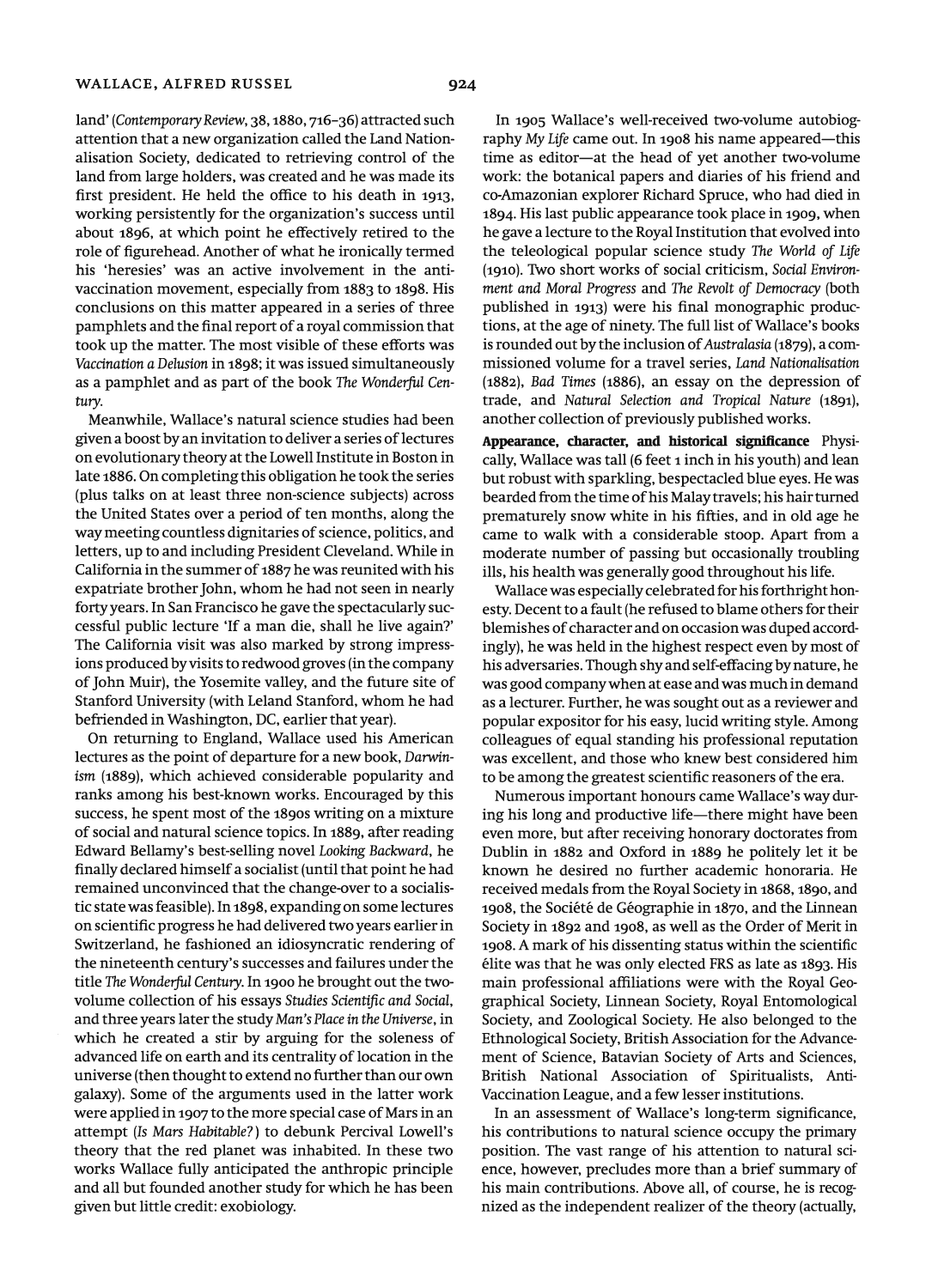land' (*Contemporary Review*, 38, 1880, 716–36) attracted such attention that a new organization called the Land Nationalisation Society, dedicated to retrieving control of the land from large holders, was created and he was made its first president. He held the office to his death in 1913, working persistently for the organization's success until about 1896, at which point he effectively retired to the role of figurehead. Another of what he ironically termed his 'heresies' was an active involvement in the anti-vaccination movement, especially from 1883 to 1898. His conclusions on this matter appeared in a series of three pamphlets and the final report of a royal commission that took up the matter. The most visible of these efforts was *Vaccination a Delusion* in 1898; it was issued simultaneously as a pamphlet and as part of the book *The Wonderful Century*.

Meanwhile, Wallace's natural science studies had been given a boost by an invitation to deliver a series of lectures on evolutionary theory at the Lowell Institute in Boston in late 1886. On completing this obligation he took the series (plus talks on at least three non-science subjects) across the United States over a period of ten months, along the way meeting countless dignitaries of science, politics, and letters, up to and including President Cleveland. While in California in the summer of 1887 he was reunited with his expatriate brother John, whom he had not seen in nearly forty years. In San Francisco he gave the spectacularly successful public lecture 'If a man die, shall he live again?' The California visit was also marked by strong impressions produced by visits to redwood groves (in the company of John Muir), the Yosemite valley, and the future site of Stanford University (with Leland Stanford, whom he had befriended in Washington, DC, earlier that year).

On returning to England, Wallace used his American lectures as the point of departure for a new book, *Darwinism* (1889), which achieved considerable popularity and ranks among his best-known works. Encouraged by this success, he spent most of the 1890s writing on a mixture of social and natural science topics. In 1889, after reading Edward Bellamy's best-selling novel *Looking Backward*, he finally declared himself a socialist (until that point he had remained unconvinced that the change-over to a socialistic state was feasible). In 1898, expanding on some lectures on scientific progress he had delivered two years earlier in Switzerland, he fashioned an idiosyncratic rendering of the nineteenth century's successes and failures under the title *The Wonderful Century*. In 1900 he brought out the two-volume collection of his essays *Studies Scientific and Social*, and three years later the study *Man's Place in the Universe*, in which he created a stir by arguing for the soleness of advanced life on earth and its centrality of location in the universe (then thought to extend no further than our own galaxy). Some of the arguments used in the latter work were applied in 1907 to the more special case of Mars in an attempt (*Is Mars Habitable?*) to debunk Percival Lowell's theory that the red planet was inhabited. In these two works Wallace fully anticipated the anthropic principle and all but founded another study for which he has been given but little credit: exobiology.

In 1905 Wallace's well-received two-volume autobiography *My Life* came out. In 1908 his name appeared—this time as editor—at the head of yet another two-volume work: the botanical papers and diaries of his friend and co-Amazonian explorer Richard Spruce, who had died in 1894. His last public appearance took place in 1909, when he gave a lecture to the Royal Institution that evolved into the teleological popular science study *The World of Life* (1910). Two short works of social criticism, *Social Environment and Moral Progress* and *The Revolt of Democracy* (both published in 1913) were his final monographic productions, at the age of ninety. The full list of Wallace's books is rounded out by the inclusion of *Australasia* (1879), a commissioned volume for a travel series, *Land Nationalisation* (1882), *Bad Times* (1886), an essay on the depression of trade, and *Natural Selection and Tropical Nature* (1891), another collection of previously published works.

**Appearance, character, and historical significance** Physically, Wallace was tall (6 feet 1 inch in his youth) and lean but robust with sparkling, bespectacled blue eyes. He was bearded from the time of his Malay travels; his hair turned prematurely snow white in his fifties, and in old age he came to walk with a considerable stoop. Apart from a moderate number of passing but occasionally troubling ills, his health was generally good throughout his life.

Wallace was especially celebrated for his forthright honesty. Decent to a fault (he refused to blame others for their blemishes of character and on occasion was duped accordingly), he was held in the highest respect even by most of his adversaries. Though shy and self-effacing by nature, he was good company when at ease and was much in demand as a lecturer. Further, he was sought out as a reviewer and popular expositor for his easy, lucid writing style. Among colleagues of equal standing his professional reputation was excellent, and those who knew best considered him to be among the greatest scientific reasoners of the era.

Numerous important honours came Wallace's way during his long and productive life—there might have been even more, but after receiving honorary doctorates from Dublin in 1882 and Oxford in 1889 he politely let it be known he desired no further academic honoraria. He received medals from the Royal Society in 1868, 1890, and 1908, the Société de Géographie in 1870, and the Linnean Society in 1892 and 1908, as well as the Order of Merit in 1908. A mark of his dissenting status within the scientific élite was that he was only elected FRS as late as 1893. His main professional affiliations were with the Royal Geographical Society, Linnean Society, Royal Entomological Society, and Zoological Society. He also belonged to the Ethnological Society, British Association for the Advancement of Science, Batavian Society of Arts and Sciences, British National Association of Spiritualists, Anti-Vaccination League, and a few lesser institutions.

In an assessment of Wallace's long-term significance, his contributions to natural science occupy the primary position. The vast range of his attention to natural science, however, precludes more than a brief summary of his main contributions. Above all, of course, he is recognized as the independent realizer of the theory (actually,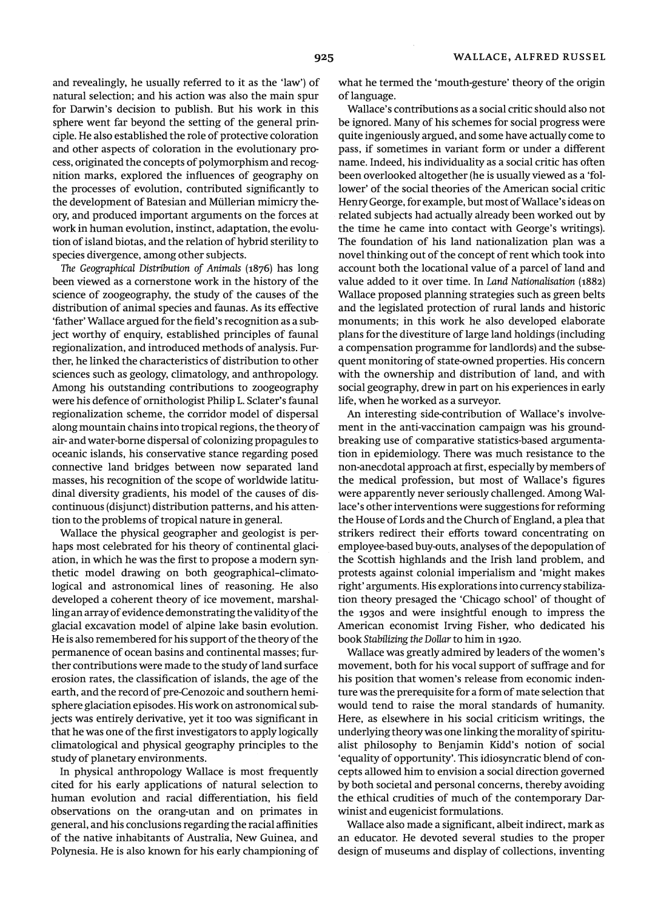and revealingly, he usually referred to it as the 'law') of natural selection; and his action was also the main spur for Darwin's decision to publish. But his work in this sphere went far beyond the setting of the general principle. He also established the role of protective coloration and other aspects of coloration in the evolutionary process, originated the concepts of polymorphism and recognition marks, explored the influences of geography on the processes of evolution, contributed significantly to the development of Batesian and Müllerian mimicry theory, and produced important arguments on the forces at work in human evolution, instinct, adaptation, the evolution of island biotas, and the relation of hybrid sterility to species divergence, among other subjects.

*The Geographical Distribution of Animals* (1876) has long been viewed as a cornerstone work in the history of the science of zoogeography, the study of the causes of the distribution of animal species and faunas. As its effective 'father' Wallace argued for the field's recognition as a subject worthy of enquiry, established principles of faunal regionalization, and introduced methods of analysis. Further, he linked the characteristics of distribution to other sciences such as geology, climatology, and anthropology. Among his outstanding contributions to zoogeography were his defence of ornithologist Philip L. Sclater's faunal regionalization scheme, the corridor model of dispersal along mountain chains into tropical regions, the theory of air- and water-borne dispersal of colonizing propagules to oceanic islands, his conservative stance regarding posed connective land bridges between now separated land masses, his recognition of the scope of worldwide latitudinal diversity gradients, his model of the causes of discontinuous (disjunct) distribution patterns, and his attention to the problems of tropical nature in general.

Wallace the physical geographer and geologist is perhaps most celebrated for his theory of continental glaciation, in which he was the first to propose a modern synthetic model drawing on both geographical-climatological and astronomical lines of reasoning. He also developed a coherent theory of ice movement, marshalling an array of evidence demonstrating the validity of the glacial excavation model of alpine lake basin evolution. He is also remembered for his support of the theory of the permanence of ocean basins and continental masses; further contributions were made to the study of land surface erosion rates, the classification of islands, the age of the earth, and the record of pre-Cenozoic and southern hemisphere glaciation episodes. His work on astronomical subjects was entirely derivative, yet it too was significant in that he was one of the first investigators to apply logically climatological and physical geography principles to the study of planetary environments.

In physical anthropology Wallace is most frequently cited for his early applications of natural selection to human evolution and racial differentiation, his field observations on the orang-utan and on primates in general, and his conclusions regarding the racial affinities of the native inhabitants of Australia, New Guinea, and Polynesia. He is also known for his early championing of what he termed the 'mouth-gesture' theory of the origin of language.

Wallace's contributions as a social critic should also not be ignored. Many of his schemes for social progress were quite ingeniously argued, and some have actually come to pass, if sometimes in variant form or under a different name. Indeed, his individuality as a social critic has often been overlooked altogether (he is usually viewed as a 'follower' of the social theories of the American social critic Henry George, for example, but most of Wallace's ideas on related subjects had actually already been worked out by the time he came into contact with George's writings). The foundation of his land nationalization plan was a novel thinking out of the concept of rent which took into account both the locational value of a parcel of land and value added to it over time. In *Land Nationalisation* (1882) Wallace proposed planning strategies such as green belts and the legislated protection of rural lands and historic monuments; in this work he also developed elaborate plans for the divestiture of large land holdings (including a compensation programme for landlords) and the subsequent monitoring of state-owned properties. His concern with the ownership and distribution of land, and with social geography, drew in part on his experiences in early life, when he worked as a surveyor.

An interesting side-contribution of Wallace's involvement in the anti-vaccination campaign was his groundbreaking use of comparative statistics-based argumentation in epidemiology. There was much resistance to the non-anecdotal approach at first, especially by members of the medical profession, but most of Wallace's figures were apparently never seriously challenged. Among Wallace's other interventions were suggestions for reforming the House of Lords and the Church of England, a plea that strikers redirect their efforts toward concentrating on employee-based buy-outs, analyses of the depopulation of the Scottish highlands and the Irish land problem, and protests against colonial imperialism and 'might makes right' arguments. His explorations into currency stabilization theory presaged the 'Chicago school' of thought of the 1930s and were insightful enough to impress the American economist Irving Fisher, who dedicated his book *Stabilizing the Dollar* to him in 1920.

Wallace was greatly admired by leaders of the women's movement, both for his vocal support of suffrage and for his position that women's release from economic indenture was the prerequisite for a form of mate selection that would tend to raise the moral standards of humanity. Here, as elsewhere in his social criticism writings, the underlying theory was one linking the morality of spiritualist philosophy to Benjamin Kidd's notion of social 'equality of opportunity'. This idiosyncratic blend of concepts allowed him to envision a social direction governed by both societal and personal concerns, thereby avoiding the ethical crudities of much of the contemporary Darwinist and eugenicist formulations.

Wallace also made a significant, albeit indirect, mark as an educator. He devoted several studies to the proper design of museums and display of collections, inventing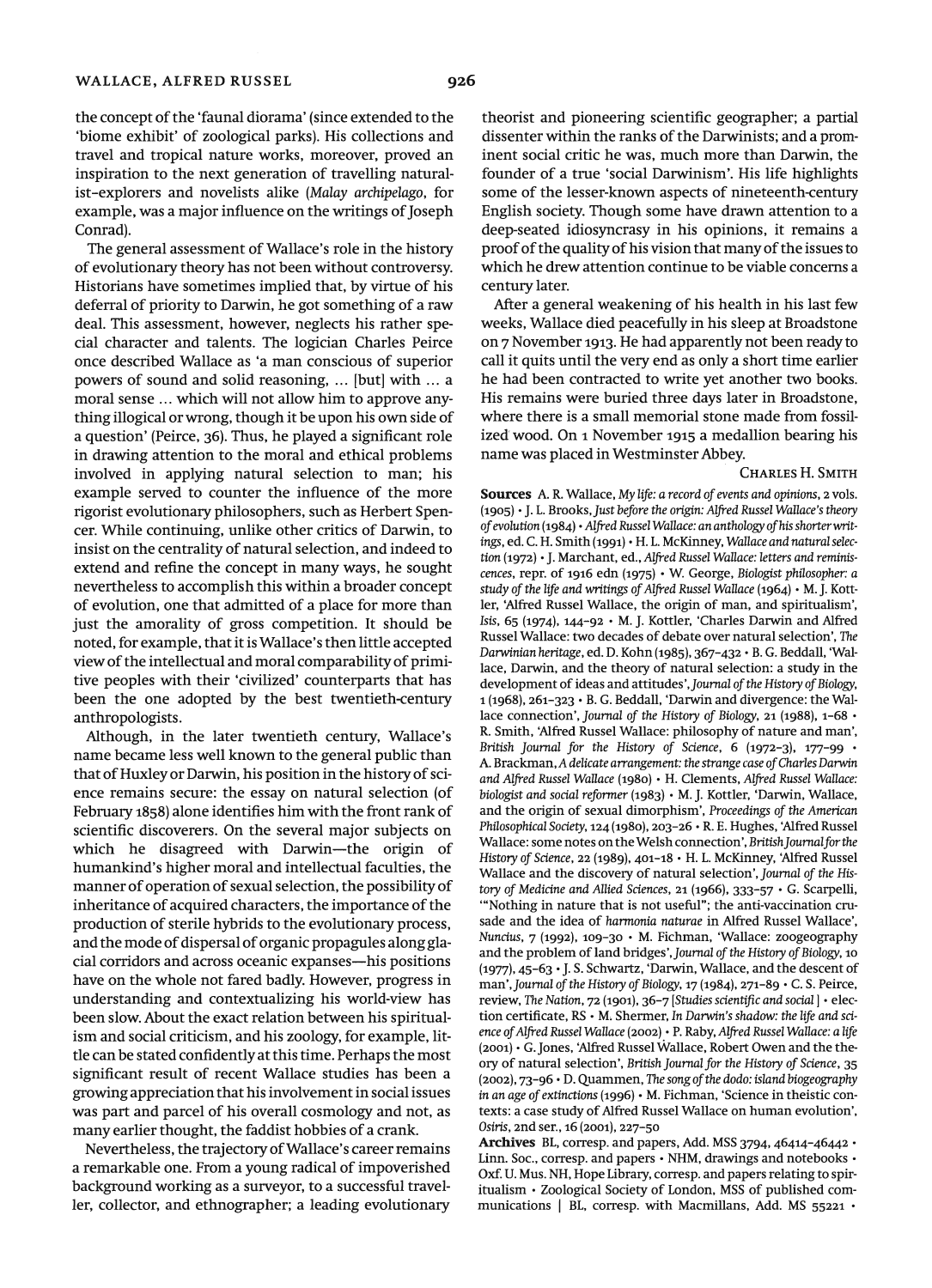the concept of the 'faunal diorama' (since extended to the 'biome exhibit' of zoological parks). His collections and travel and tropical nature works, moreover, proved an inspiration to the next generation of travelling naturalist-explorers and novelists alike (*Malay archipelago*, for example, was a major influence on the writings of Joseph Conrad).

The general assessment of Wallace's role in the history of evolutionary theory has not been without controversy. Historians have sometimes implied that, by virtue of his deferral of priority to Darwin, he got something of a raw deal. This assessment, however, neglects his rather special character and talents. The logician Charles Peirce once described Wallace as 'a man conscious of superior powers of sound and solid reasoning, … [but] with … a moral sense … which will not allow him to approve anything illogical or wrong, though it be upon his own side of a question' (Peirce, 36). Thus, he played a significant role in drawing attention to the moral and ethical problems involved in applying natural selection to man; his example served to counter the influence of the more rigorist evolutionary philosophers, such as Herbert Spencer. While continuing, unlike other critics of Darwin, to insist on the centrality of natural selection, and indeed to extend and refine the concept in many ways, he sought nevertheless to accomplish this within a broader concept of evolution, one that admitted of a place for more than just the amorality of gross competition. It should be noted, for example, that it is Wallace's then little accepted view of the intellectual and moral comparability of primitive peoples with their 'civilized' counterparts that has been the one adopted by the best twentieth-century anthropologists.

Although, in the later twentieth century, Wallace's name became less well known to the general public than that of Huxley or Darwin, his position in the history of science remains secure: the essay on natural selection (of February 1858) alone identifies him with the front rank of scientific discoverers. On the several major subjects on which he disagreed with Darwin—the origin of humankind's higher moral and intellectual faculties, the manner of operation of sexual selection, the possibility of inheritance of acquired characters, the importance of the production of sterile hybrids to the evolutionary process, and the mode of dispersal of organic propagules along glacial corridors and across oceanic expanses—his positions have on the whole not fared badly. However, progress in understanding and contextualizing his world-view has been slow. About the exact relation between his spiritualism and social criticism, and his zoology, for example, little can be stated confidently at this time. Perhaps the most significant result of recent Wallace studies has been a growing appreciation that his involvement in social issues was part and parcel of his overall cosmology and not, as many earlier thought, the faddist hobbies of a crank.

Nevertheless, the trajectory of Wallace's career remains a remarkable one. From a young radical of impoverished background working as a surveyor, to a successful traveller, collector, and ethnographer; a leading evolutionary theorist and pioneering scientific geographer; a partial dissenter within the ranks of the Darwinists; and a prominent social critic he was, much more than Darwin, the founder of a true 'social Darwinism'. His life highlights some of the lesser-known aspects of nineteenth-century English society. Though some have drawn attention to a deep-seated idiosyncrasy in his opinions, it remains a proof of the quality of his vision that many of the issues to which he drew attention continue to be viable concerns a century later.

After a general weakening of his health in his last few weeks, Wallace died peacefully in his sleep at Broadstone on 7 November 1913. He had apparently not been ready to call it quits until the very end as only a short time earlier he had been contracted to write yet another two books. His remains were buried three days later in Broadstone, where there is a small memorial stone made from fossilized wood. On 1 November 1915 a medallion bearing his name was placed in Westminster Abbey.

CHARLES H. SMITH

**Sources** A. R. Wallace, *My life: a record of events and opinions*, 2 vols. (1905) · J. L. Brooks, *Just before the origin: Alfred Russel Wallace's theory of evolution* (1984) · *Alfred Russel Wallace: an anthology of his shorter writings*, ed. C. H. Smith (1991) · H. L. McKinney, *Wallace and natural selection* (1972) · J. Marchant, ed., *Alfred Russel Wallace: letters and reminiscences*, repr. of 1916 edn (1975) · W. George, *Biologist philosopher: a study of the life and writings of Alfred Russel Wallace* (1964) · M. J. Kottler, 'Alfred Russel Wallace, the origin of man, and spiritualism', *Isis*, 65 (1974), 144–92 · M. J. Kottler, 'Charles Darwin and Alfred Russel Wallace: two decades of debate over natural selection', *The Darwinian heritage*, ed. D. Kohn (1985), 367–432 · B. G. Beddall, 'Wallace, Darwin, and the theory of natural selection: a study in the development of ideas and attitudes', *Journal of the History of Biology*, 1 (1968), 261–323 · B. G. Beddall, 'Darwin and divergence: the Wallace connection', *Journal of the History of Biology*, 21 (1988), 1–68 · R. Smith, 'Alfred Russel Wallace: philosophy of nature and man', *British Journal for the History of Science*, 6 (1972–3), 177–99 · A. Brackman, *A delicate arrangement: the strange case of Charles Darwin and Alfred Russel Wallace* (1980) · H. Clements, *Alfred Russel Wallace: biologist and social reformer* (1983) · M. J. Kottler, 'Darwin, Wallace, and the origin of sexual dimorphism', *Proceedings of the American Philosophical Society*, 124 (1980), 203–26 · R. E. Hughes, 'Alfred Russel Wallace: some notes on the Welsh connection', *British Journal for the History of Science*, 22 (1989), 401–18 · H. L. McKinney, 'Alfred Russel Wallace and the discovery of natural selection', *Journal of the History of Medicine and Allied Sciences*, 21 (1966), 333–57 · G. Scarpelli, '"Nothing in nature that is not useful"; the anti-vaccination crusade and the idea of *harmonia naturae* in Alfred Russel Wallace', *Nuncius*, 7 (1992), 109–30 · M. Fichman, 'Wallace: zoogeography and the problem of land bridges', *Journal of the History of Biology*, 10 (1977), 45–63 · J. S. Schwartz, 'Darwin, Wallace, and the descent of man', *Journal of the History of Biology*, 17 (1984), 271–89 · C. S. Peirce, review, *The Nation*, 72 (1901), 36–7 [*Studies scientific and social*] · election certificate, RS · M. Shermer, *In Darwin's shadow: the life and science of Alfred Russel Wallace* (2002) · P. Raby, *Alfred Russel Wallace: a life* (2001) · G. Jones, 'Alfred Russel Wallace, Robert Owen and the theory of natural selection', *British Journal for the History of Science*, 35 (2002), 73–96 · D. Quammen, *The song of the dodo: island biogeography in an age of extinctions* (1996) · M. Fichman, 'Science in theistic contexts: a case study of Alfred Russel Wallace on human evolution', *Osiris*, 2nd ser., 16 (2001), 227–50

**Archives** BL, corresp. and papers, Add. MSS 3794, 46414–46442 · Linn. Soc., corresp. and papers · NHM, drawings and notebooks · Oxf. U. Mus. NH, Hope Library, corresp. and papers relating to spiritualism · Zoological Society of London, MSS of published communications | BL, corresp. with Macmillans, Add. MS 55221 ·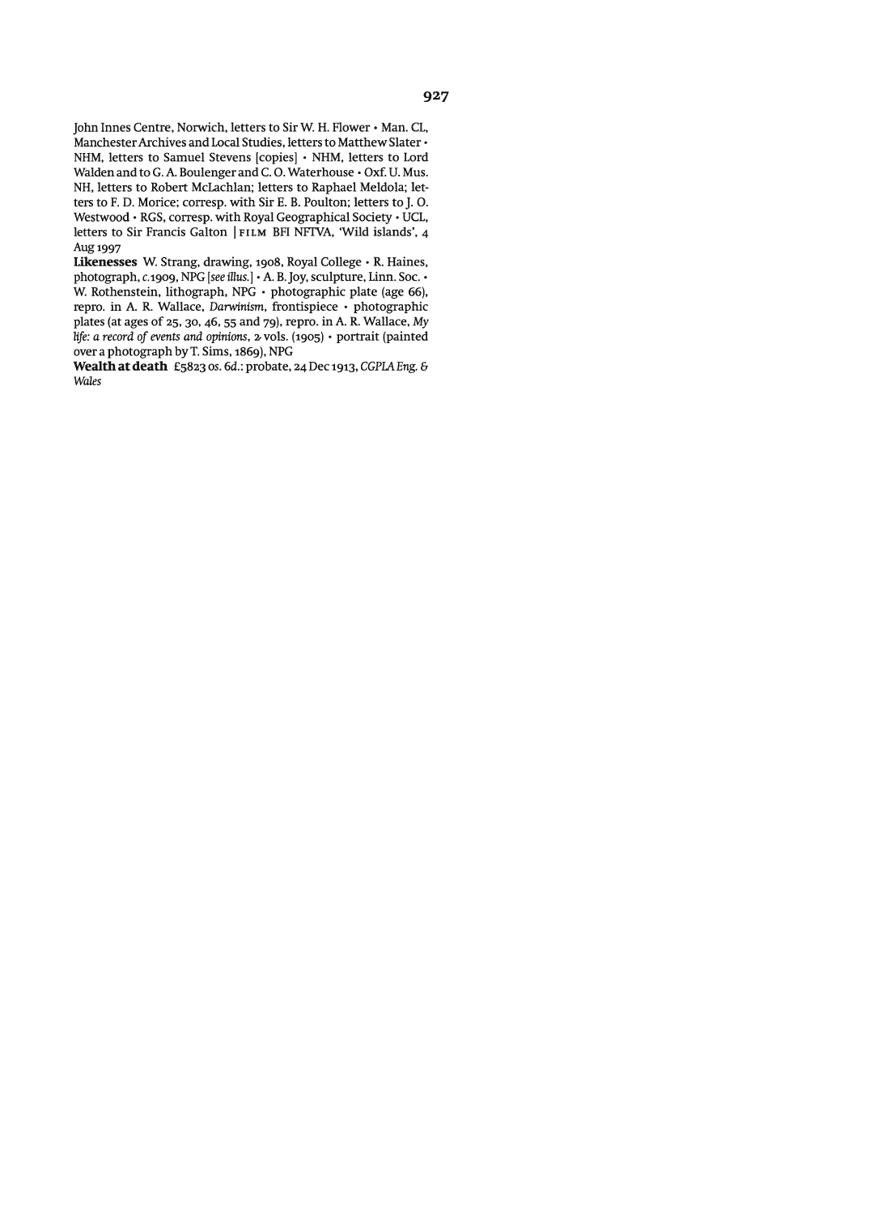John Innes Centre, Norwich, letters to Sir W. H. Flower • Man. CL, Manchester Archives and Local Studies, letters to Matthew Slater • NHM, letters to Samuel Stevens [copies] • NHM, letters to Lord Walden and to G. A. Boulenger and C. O. Waterhouse • Oxf. U. Mus. NH, letters to Robert McLachlan; letters to Raphael Meldola; letters to F. D. Morice; corresp. with Sir E. B. Poulton; letters to J. O. Westwood • RGS, corresp. with Royal Geographical Society • UCL, letters to Sir Francis Galton | FILM BFI NFTVA, 'Wild islands', 4 Aug 1997

**Likenesses** W. Strang, drawing, 1908, Royal College • R. Haines, photograph, *c.*1909, NPG [*see illus.*] • A. B. Joy, sculpture, Linn. Soc. • W. Rothenstein, lithograph, NPG • photographic plate (age 66), repro. in A. R. Wallace, *Darwinism*, frontispiece • photographic plates (at ages of 25, 30, 46, 55 and 79), repro. in A. R. Wallace, *My life: a record of events and opinions*, 2 vols. (1905) • portrait (painted over a photograph by T. Sims, 1869), NPG

**Wealth at death** £5823 0*s.* 6*d.*: probate, 24 Dec 1913, *CGPLA Eng. & Wales*